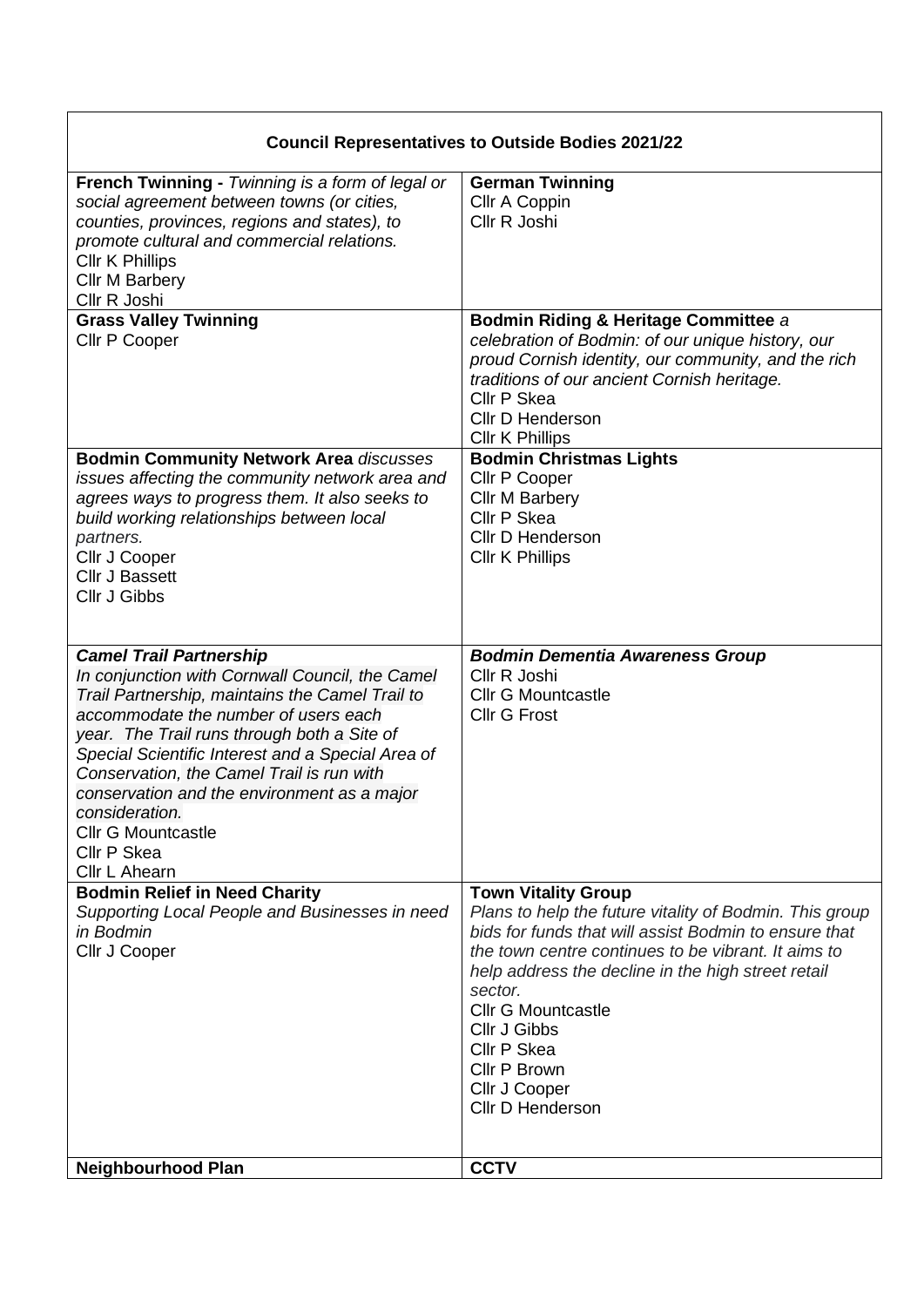| **Council Representatives to Outside Bodies 2021/22** | |
|---|---|
| **French Twinning -** *Twinning is a form of legal or social agreement between towns (or cities, counties, provinces, regions and states), to promote cultural and commercial relations.*<br>Cllr K Phillips<br>Cllr M Barbery<br>Cllr R Joshi | **German Twinning**<br>Cllr A Coppin<br>Cllr R Joshi |
| **Grass Valley Twinning**<br>Cllr P Cooper | **Bodmin Riding & Heritage Committee** *a celebration of Bodmin: of our unique history, our proud Cornish identity, our community, and the rich traditions of our ancient Cornish heritage.*<br>Cllr P Skea<br>Cllr D Henderson<br>Cllr K Phillips |
| **Bodmin Community Network Area** *discusses issues affecting the community network area and agrees ways to progress them. It also seeks to build working relationships between local partners.*<br>Cllr J Cooper<br>Cllr J Bassett<br>Cllr J Gibbs | **Bodmin Christmas Lights**<br>Cllr P Cooper<br>Cllr M Barbery<br>Cllr P Skea<br>Cllr D Henderson<br>Cllr K Phillips |
| ***Camel Trail Partnership***<br>*In conjunction with Cornwall Council, the Camel Trail Partnership, maintains the Camel Trail to accommodate the number of users each year. The Trail runs through both a Site of Special Scientific Interest and a Special Area of Conservation, the Camel Trail is run with conservation and the environment as a major consideration.*<br>Cllr G Mountcastle<br>Cllr P Skea<br>Cllr L Ahearn | ***Bodmin Dementia Awareness Group***<br>Cllr R Joshi<br>Cllr G Mountcastle<br>Cllr G Frost |
| **Bodmin Relief in Need Charity**<br>*Supporting Local People and Businesses in need in Bodmin*<br>Cllr J Cooper | **Town Vitality Group**<br>*Plans to help the future vitality of Bodmin. This group bids for funds that will assist Bodmin to ensure that the town centre continues to be vibrant. It aims to help address the decline in the high street retail sector.*<br>Cllr G Mountcastle<br>Cllr J Gibbs<br>Cllr P Skea<br>Cllr P Brown<br>Cllr J Cooper<br>Cllr D Henderson |
| **Neighbourhood Plan** | **CCTV** |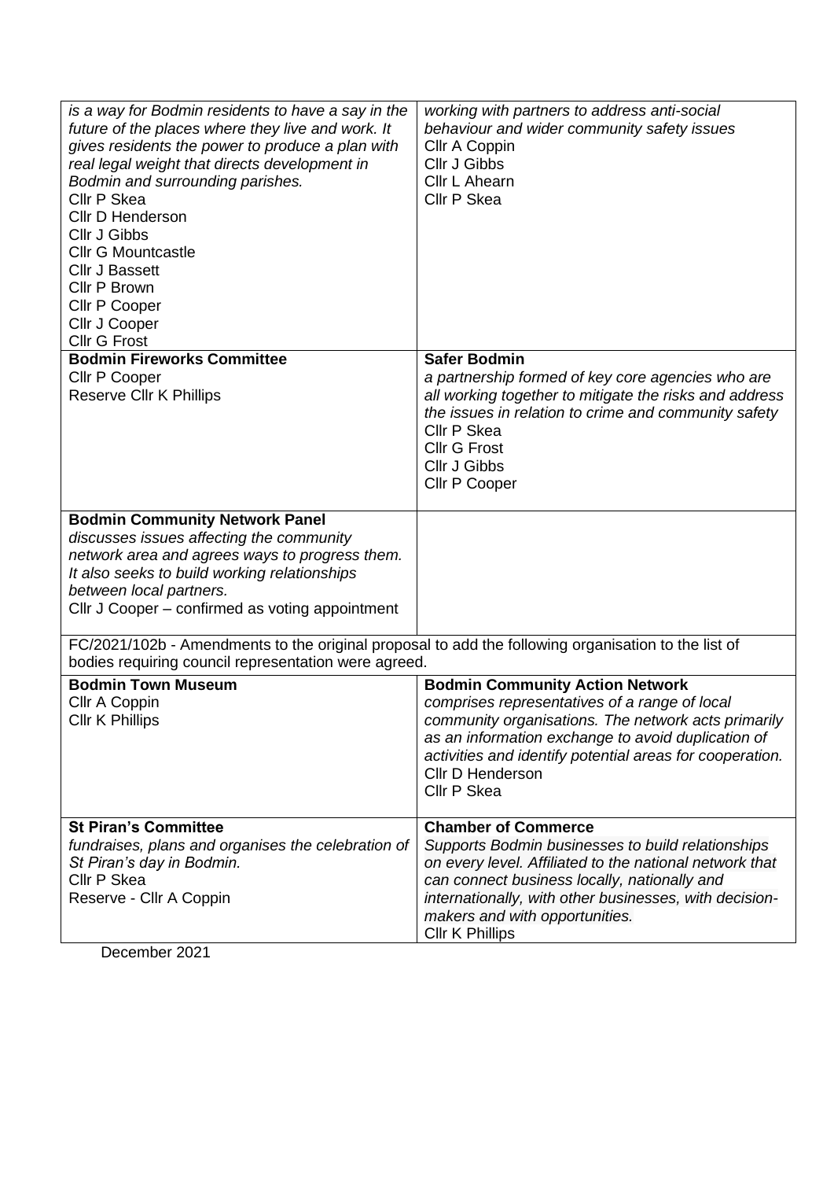| | |
|---|---|
| *is a way for Bodmin residents to have a say in the future of the places where they live and work. It gives residents the power to produce a plan with real legal weight that directs development in Bodmin and surrounding parishes.*<br>Cllr P Skea<br>Cllr D Henderson<br>Cllr J Gibbs<br>Cllr G Mountcastle<br>Cllr J Bassett<br>Cllr P Brown<br>Cllr P Cooper<br>Cllr J Cooper<br>Cllr G Frost | *working with partners to address anti-social behaviour and wider community safety issues*<br>Cllr A Coppin<br>Cllr J Gibbs<br>Cllr L Ahearn<br>Cllr P Skea |
| **Bodmin Fireworks Committee**<br>Cllr P Cooper<br>Reserve Cllr K Phillips | **Safer Bodmin**<br>*a partnership formed of key core agencies who are all working together to mitigate the risks and address the issues in relation to crime and community safety*<br>Cllr P Skea<br>Cllr G Frost<br>Cllr J Gibbs<br>Cllr P Cooper |
| **Bodmin Community Network Panel**<br>*discusses issues affecting the community network area and agrees ways to progress them. It also seeks to build working relationships between local partners.*<br>Cllr J Cooper – confirmed as voting appointment | |

FC/2021/102b - Amendments to the original proposal to add the following organisation to the list of bodies requiring council representation were agreed.

| | |
|---|---|
| **Bodmin Town Museum**<br>Cllr A Coppin<br>Cllr K Phillips | **Bodmin Community Action Network**<br>*comprises representatives of a range of local community organisations. The network acts primarily as an information exchange to avoid duplication of activities and identify potential areas for cooperation.*<br>Cllr D Henderson<br>Cllr P Skea |
| **St Piran's Committee**<br>*fundraises, plans and organises the celebration of St Piran's day in Bodmin.*<br>Cllr P Skea<br>Reserve - Cllr A Coppin | **Chamber of Commerce**<br>*Supports Bodmin businesses to build relationships on every level. Affiliated to the national network that can connect business locally, nationally and internationally, with other businesses, with decision-makers and with opportunities.*<br>Cllr K Phillips |

December 2021